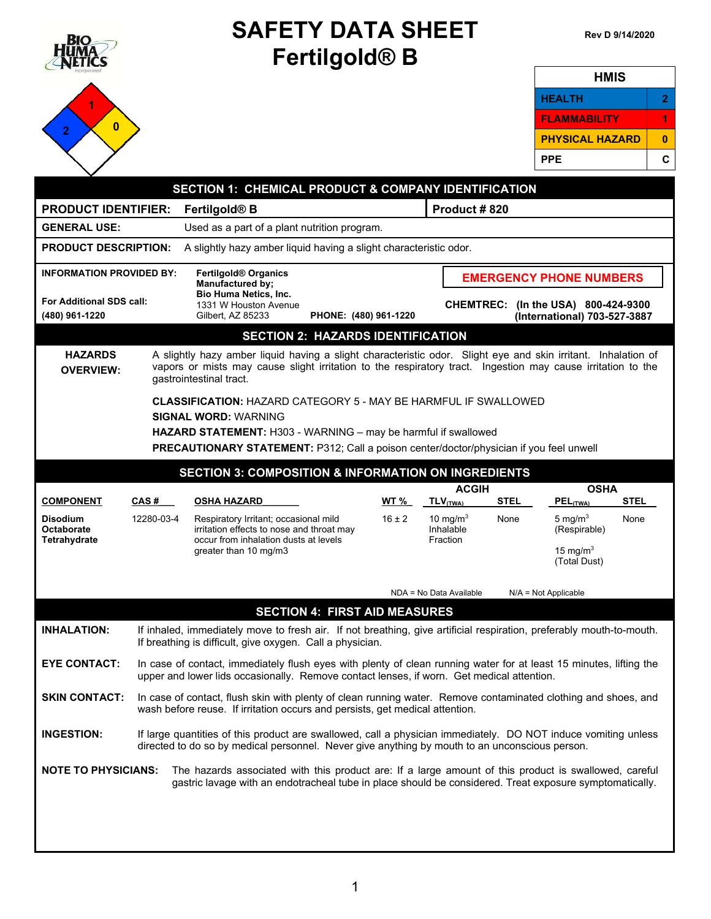# SAFETY DATA SHEET
# Fertilgold® B

Rev D 9/14/2020

NFPA: Flammability 1, Health 2, Instability 0

| HMIS | |
|---|---|
| HEALTH | 2 |
| FLAMMABILITY | 1 |
| PHYSICAL HAZARD | 0 |
| PPE | C |

## SECTION 1: CHEMICAL PRODUCT & COMPANY IDENTIFICATION

**PRODUCT IDENTIFIER:** Fertilgold® B — **Product # 820**

**GENERAL USE:** Used as a part of a plant nutrition program.

**PRODUCT DESCRIPTION:** A slightly hazy amber liquid having a slight characteristic odor.

**INFORMATION PROVIDED BY:**
**Fertilgold® Organics**
**Manufactured by;**
**Bio Huma Netics, Inc.**
1331 W Houston Avenue
Gilbert, AZ 85233
**PHONE: (480) 961-1220**

**For Additional SDS call:**
**(480) 961-1220**

**EMERGENCY PHONE NUMBERS**

**CHEMTREC: (In the USA) 800-424-9300**
**(International) 703-527-3887**

## SECTION 2: HAZARDS IDENTIFICATION

**HAZARDS OVERVIEW:** A slightly hazy amber liquid having a slight characteristic odor. Slight eye and skin irritant. Inhalation of vapors or mists may cause slight irritation to the respiratory tract. Ingestion may cause irritation to the gastrointestinal tract.

**CLASSIFICATION:** HAZARD CATEGORY 5 - MAY BE HARMFUL IF SWALLOWED

**SIGNAL WORD:** WARNING

**HAZARD STATEMENT:** H303 - WARNING – may be harmful if swallowed

**PRECAUTIONARY STATEMENT:** P312; Call a poison center/doctor/physician if you feel unwell

## SECTION 3: COMPOSITION & INFORMATION ON INGREDIENTS

| COMPONENT | CAS # | OSHA HAZARD | WT % | ACGIH TLV$_{(TWA)}$ | ACGIH STEL | OSHA PEL$_{(TWA)}$ | OSHA STEL |
|---|---|---|---|---|---|---|---|
| **Disodium Octaborate Tetrahydrate** | 12280-03-4 | Respiratory Irritant; occasional mild irritation effects to nose and throat may occur from inhalation dusts at levels greater than 10 mg/m3 | 16 ± 2 | 10 mg/m$^3$ Inhalable Fraction | None | 5 mg/m$^3$ (Respirable)<br>15 mg/m$^3$ (Total Dust) | None |

NDA = No Data Available    N/A = Not Applicable

## SECTION 4: FIRST AID MEASURES

**INHALATION:** If inhaled, immediately move to fresh air. If not breathing, give artificial respiration, preferably mouth-to-mouth. If breathing is difficult, give oxygen. Call a physician.

**EYE CONTACT:** In case of contact, immediately flush eyes with plenty of clean running water for at least 15 minutes, lifting the upper and lower lids occasionally. Remove contact lenses, if worn. Get medical attention.

**SKIN CONTACT:** In case of contact, flush skin with plenty of clean running water. Remove contaminated clothing and shoes, and wash before reuse. If irritation occurs and persists, get medical attention.

**INGESTION:** If large quantities of this product are swallowed, call a physician immediately. DO NOT induce vomiting unless directed to do so by medical personnel. Never give anything by mouth to an unconscious person.

**NOTE TO PHYSICIANS:** The hazards associated with this product are: If a large amount of this product is swallowed, careful gastric lavage with an endotracheal tube in place should be considered. Treat exposure symptomatically.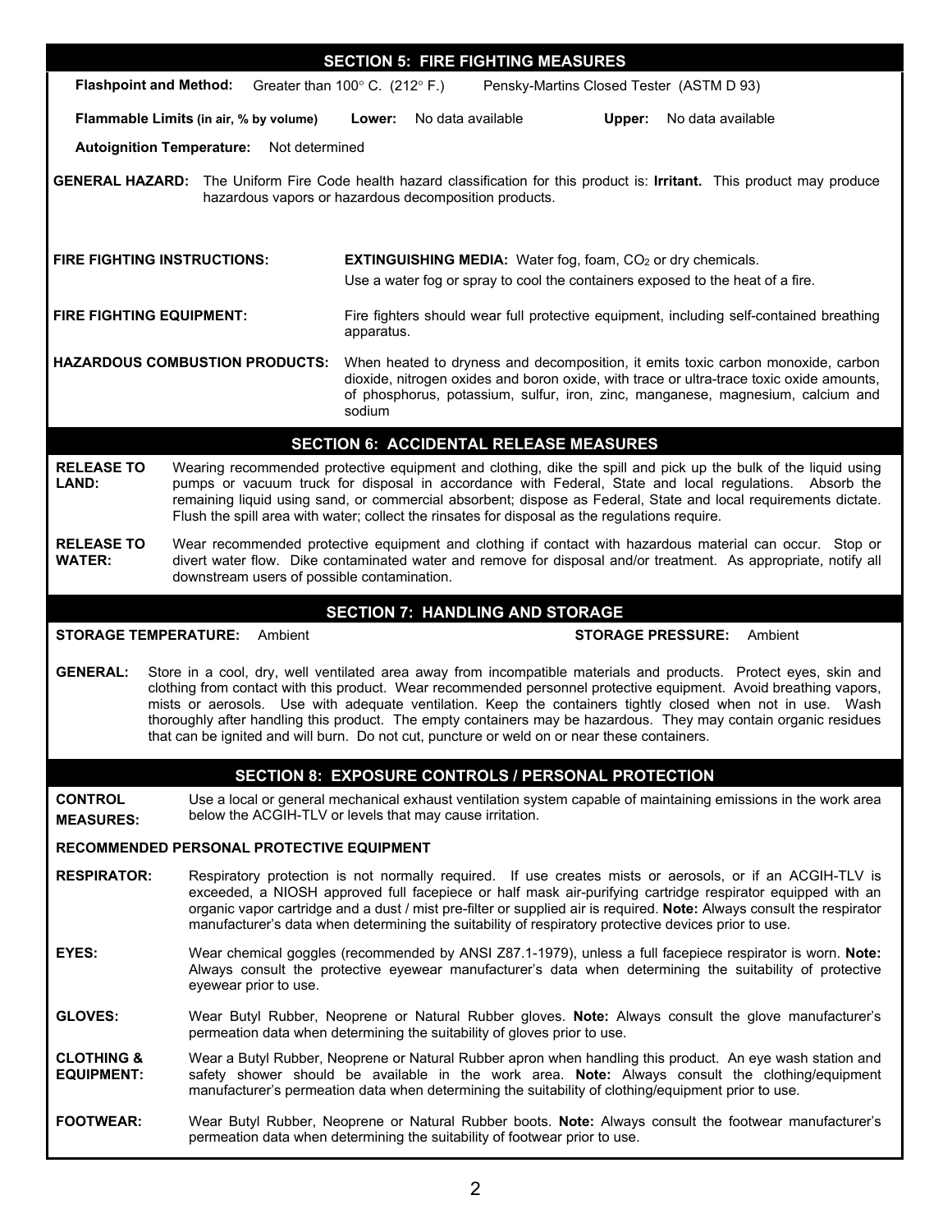## SECTION 5: FIRE FIGHTING MEASURES

**Flashpoint and Method:** Greater than 100° C. (212° F.) Pensky-Martins Closed Tester (ASTM D 93)

**Flammable Limits (in air, % by volume)** **Lower:** No data available **Upper:** No data available

**Autoignition Temperature:** Not determined

**GENERAL HAZARD:** The Uniform Fire Code health hazard classification for this product is: **Irritant.** This product may produce hazardous vapors or hazardous decomposition products.

**FIRE FIGHTING INSTRUCTIONS:** **EXTINGUISHING MEDIA:** Water fog, foam, $CO_2$ or dry chemicals.

Use a water fog or spray to cool the containers exposed to the heat of a fire.

**FIRE FIGHTING EQUIPMENT:** Fire fighters should wear full protective equipment, including self-contained breathing apparatus.

**HAZARDOUS COMBUSTION PRODUCTS:** When heated to dryness and decomposition, it emits toxic carbon monoxide, carbon dioxide, nitrogen oxides and boron oxide, with trace or ultra-trace toxic oxide amounts, of phosphorus, potassium, sulfur, iron, zinc, manganese, magnesium, calcium and sodium

## SECTION 6: ACCIDENTAL RELEASE MEASURES

**RELEASE TO LAND:** Wearing recommended protective equipment and clothing, dike the spill and pick up the bulk of the liquid using pumps or vacuum truck for disposal in accordance with Federal, State and local regulations. Absorb the remaining liquid using sand, or commercial absorbent; dispose as Federal, State and local requirements dictate. Flush the spill area with water; collect the rinsates for disposal as the regulations require.

**RELEASE TO WATER:** Wear recommended protective equipment and clothing if contact with hazardous material can occur. Stop or divert water flow. Dike contaminated water and remove for disposal and/or treatment. As appropriate, notify all downstream users of possible contamination.

## SECTION 7: HANDLING AND STORAGE

**STORAGE TEMPERATURE:** Ambient **STORAGE PRESSURE:** Ambient

**GENERAL:** Store in a cool, dry, well ventilated area away from incompatible materials and products. Protect eyes, skin and clothing from contact with this product. Wear recommended personnel protective equipment. Avoid breathing vapors, mists or aerosols. Use with adequate ventilation. Keep the containers tightly closed when not in use. Wash thoroughly after handling this product. The empty containers may be hazardous. They may contain organic residues that can be ignited and will burn. Do not cut, puncture or weld on or near these containers.

## SECTION 8: EXPOSURE CONTROLS / PERSONAL PROTECTION

**CONTROL MEASURES:** Use a local or general mechanical exhaust ventilation system capable of maintaining emissions in the work area below the ACGIH-TLV or levels that may cause irritation.

**RECOMMENDED PERSONAL PROTECTIVE EQUIPMENT**

**RESPIRATOR:** Respiratory protection is not normally required. If use creates mists or aerosols, or if an ACGIH-TLV is exceeded, a NIOSH approved full facepiece or half mask air-purifying cartridge respirator equipped with an organic vapor cartridge and a dust / mist pre-filter or supplied air is required. **Note:** Always consult the respirator manufacturer's data when determining the suitability of respiratory protective devices prior to use.

**EYES:** Wear chemical goggles (recommended by ANSI Z87.1-1979), unless a full facepiece respirator is worn. **Note:** Always consult the protective eyewear manufacturer's data when determining the suitability of protective eyewear prior to use.

**GLOVES:** Wear Butyl Rubber, Neoprene or Natural Rubber gloves. **Note:** Always consult the glove manufacturer's permeation data when determining the suitability of gloves prior to use.

**CLOTHING & EQUIPMENT:** Wear a Butyl Rubber, Neoprene or Natural Rubber apron when handling this product. An eye wash station and safety shower should be available in the work area. **Note:** Always consult the clothing/equipment manufacturer's permeation data when determining the suitability of clothing/equipment prior to use.

**FOOTWEAR:** Wear Butyl Rubber, Neoprene or Natural Rubber boots. **Note:** Always consult the footwear manufacturer's permeation data when determining the suitability of footwear prior to use.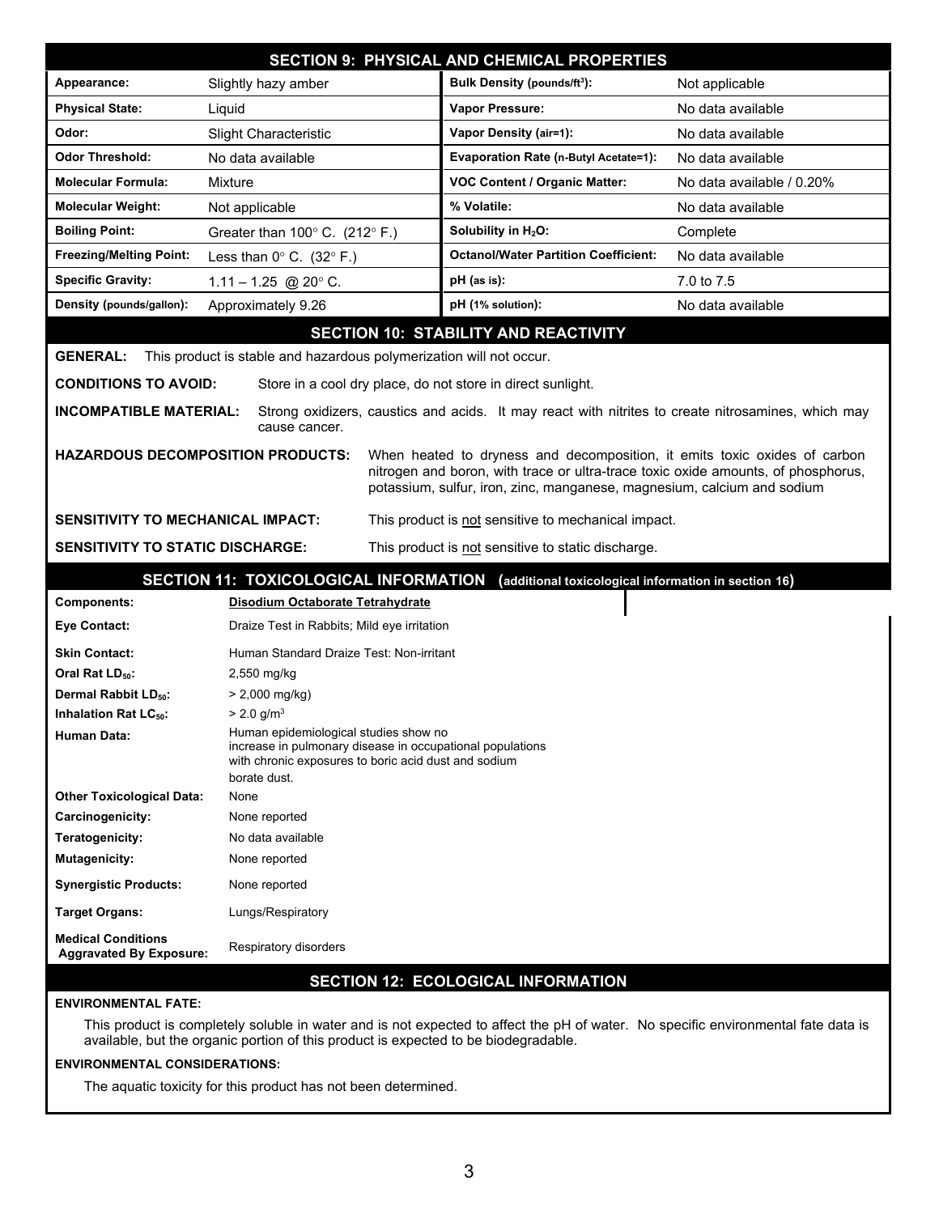## SECTION 9: PHYSICAL AND CHEMICAL PROPERTIES

| | | | |
|---|---|---|---|
| **Appearance:** | Slightly hazy amber | **Bulk Density (pounds/ft$^3$):** | Not applicable |
| **Physical State:** | Liquid | **Vapor Pressure:** | No data available |
| **Odor:** | Slight Characteristic | **Vapor Density (air=1):** | No data available |
| **Odor Threshold:** | No data available | **Evaporation Rate (n-Butyl Acetate=1):** | No data available |
| **Molecular Formula:** | Mixture | **VOC Content / Organic Matter:** | No data available / 0.20% |
| **Molecular Weight:** | Not applicable | **% Volatile:** | No data available |
| **Boiling Point:** | Greater than 100° C. (212° F.) | **Solubility in $H_2O$:** | Complete |
| **Freezing/Melting Point:** | Less than 0° C. (32° F.) | **Octanol/Water Partition Coefficient:** | No data available |
| **Specific Gravity:** | 1.11 – 1.25 @ 20° C. | **pH (as is):** | 7.0 to 7.5 |
| **Density (pounds/gallon):** | Approximately 9.26 | **pH (1% solution):** | No data available |

## SECTION 10: STABILITY AND REACTIVITY

**GENERAL:** This product is stable and hazardous polymerization will not occur.

**CONDITIONS TO AVOID:** Store in a cool dry place, do not store in direct sunlight.

**INCOMPATIBLE MATERIAL:** Strong oxidizers, caustics and acids. It may react with nitrites to create nitrosamines, which may cause cancer.

**HAZARDOUS DECOMPOSITION PRODUCTS:** When heated to dryness and decomposition, it emits toxic oxides of carbon nitrogen and boron, with trace or ultra-trace toxic oxide amounts, of phosphorus, potassium, sulfur, iron, zinc, manganese, magnesium, calcium and sodium

**SENSITIVITY TO MECHANICAL IMPACT:** This product is not sensitive to mechanical impact.

**SENSITIVITY TO STATIC DISCHARGE:** This product is not sensitive to static discharge.

## SECTION 11: TOXICOLOGICAL INFORMATION (additional toxicological information in section 16)

| | |
|---|---|
| **Components:** | **Disodium Octaborate Tetrahydrate** |
| **Eye Contact:** | Draize Test in Rabbits; Mild eye irritation |
| **Skin Contact:** | Human Standard Draize Test: Non-irritant |
| **Oral Rat $LD_{50}$:** | 2,550 mg/kg |
| **Dermal Rabbit $LD_{50}$:** | > 2,000 mg/kg) |
| **Inhalation Rat $LC_{50}$:** | > 2.0 g/m$^3$ |
| **Human Data:** | Human epidemiological studies show no increase in pulmonary disease in occupational populations with chronic exposures to boric acid dust and sodium borate dust. |
| **Other Toxicological Data:** | None |
| **Carcinogenicity:** | None reported |
| **Teratogenicity:** | No data available |
| **Mutagenicity:** | None reported |
| **Synergistic Products:** | None reported |
| **Target Organs:** | Lungs/Respiratory |
| **Medical Conditions Aggravated By Exposure:** | Respiratory disorders |

## SECTION 12: ECOLOGICAL INFORMATION

**ENVIRONMENTAL FATE:**

This product is completely soluble in water and is not expected to affect the pH of water. No specific environmental fate data is available, but the organic portion of this product is expected to be biodegradable.

**ENVIRONMENTAL CONSIDERATIONS:**

The aquatic toxicity for this product has not been determined.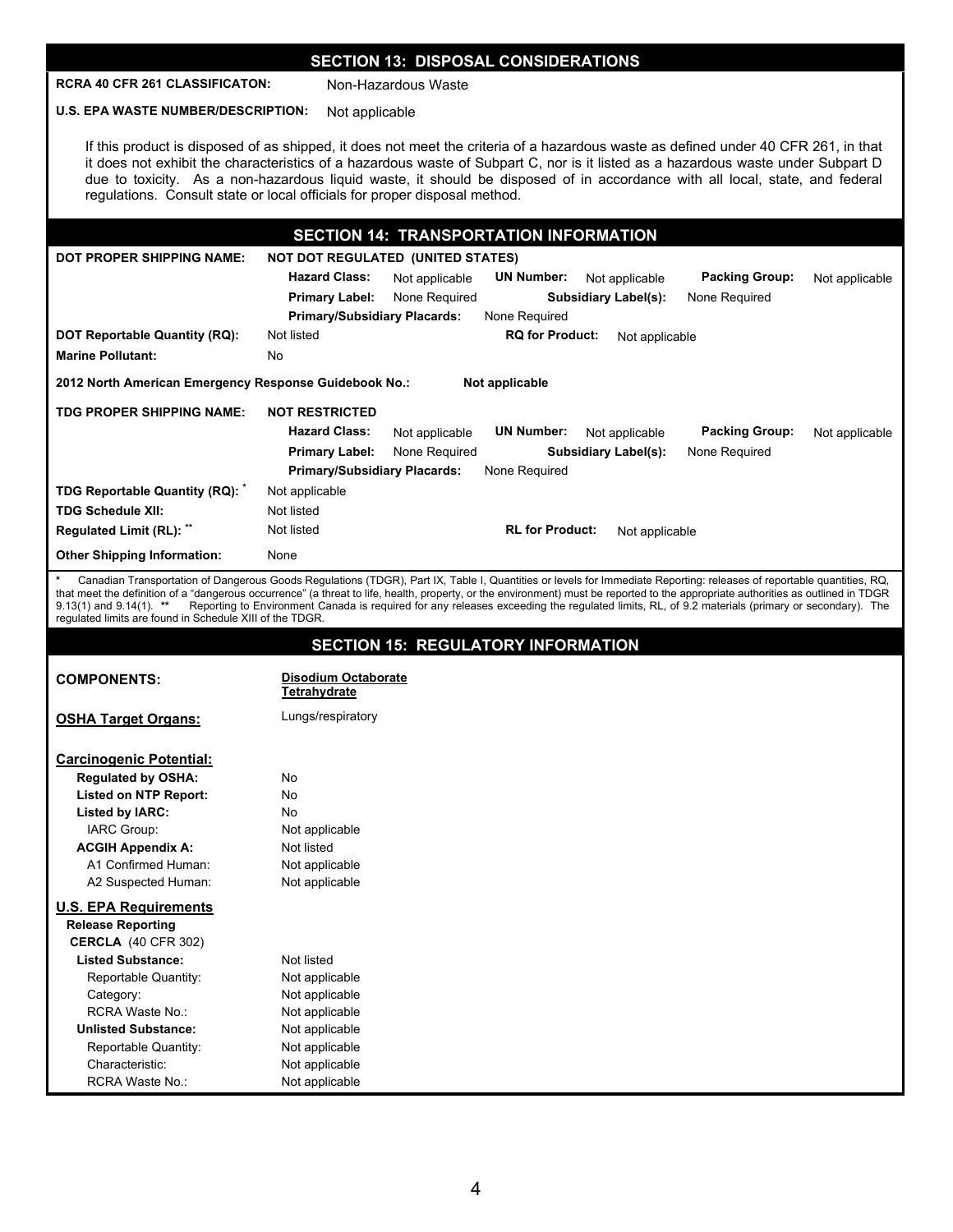## SECTION 13: DISPOSAL CONSIDERATIONS

**RCRA 40 CFR 261 CLASSIFICATON:** Non-Hazardous Waste

**U.S. EPA WASTE NUMBER/DESCRIPTION:** Not applicable

If this product is disposed of as shipped, it does not meet the criteria of a hazardous waste as defined under 40 CFR 261, in that it does not exhibit the characteristics of a hazardous waste of Subpart C, nor is it listed as a hazardous waste under Subpart D due to toxicity. As a non-hazardous liquid waste, it should be disposed of in accordance with all local, state, and federal regulations. Consult state or local officials for proper disposal method.

## SECTION 14: TRANSPORTATION INFORMATION

**DOT PROPER SHIPPING NAME:** **NOT DOT REGULATED (UNITED STATES)**

- **Hazard Class:** Not applicable
- **UN Number:** Not applicable
- **Packing Group:** Not applicable
- **Primary Label:** None Required
- **Subsidiary Label(s):** None Required
- **Primary/Subsidiary Placards:** None Required

**DOT Reportable Quantity (RQ):** Not listed **RQ for Product:** Not applicable

**Marine Pollutant:** No

**2012 North American Emergency Response Guidebook No.:** Not applicable

**TDG PROPER SHIPPING NAME:** **NOT RESTRICTED**

- **Hazard Class:** Not applicable
- **UN Number:** Not applicable
- **Packing Group:** Not applicable
- **Primary Label:** None Required
- **Subsidiary Label(s):** None Required
- **Primary/Subsidiary Placards:** None Required

**TDG Reportable Quantity (RQ):** * Not applicable

**TDG Schedule XII:** Not listed

**Regulated Limit (RL):** ** Not listed **RL for Product:** Not applicable

**Other Shipping Information:** None

\* Canadian Transportation of Dangerous Goods Regulations (TDGR), Part IX, Table I, Quantities or levels for Immediate Reporting: releases of reportable quantities, RQ, that meet the definition of a "dangerous occurrence" (a threat to life, health, property, or the environment) must be reported to the appropriate authorities as outlined in TDGR 9.13(1) and 9.14(1). \*\* Reporting to Environment Canada is required for any releases exceeding the regulated limits, RL, of 9.2 materials (primary or secondary). The regulated limits are found in Schedule XIII of the TDGR.

## SECTION 15: REGULATORY INFORMATION

**COMPONENTS:** **Disodium Octaborate Tetrahydrate**

**OSHA Target Organs:** Lungs/respiratory

**Carcinogenic Potential:**

| | |
|---|---|
| **Regulated by OSHA:** | No |
| **Listed on NTP Report:** | No |
| **Listed by IARC:** | No |
| IARC Group: | Not applicable |
| **ACGIH Appendix A:** | Not listed |
| A1 Confirmed Human: | Not applicable |
| A2 Suspected Human: | Not applicable |

**U.S. EPA Requirements**

**Release Reporting**

**CERCLA** (40 CFR 302)

| | |
|---|---|
| **Listed Substance:** | Not listed |
| Reportable Quantity: | Not applicable |
| Category: | Not applicable |
| RCRA Waste No.: | Not applicable |
| **Unlisted Substance:** | Not applicable |
| Reportable Quantity: | Not applicable |
| Characteristic: | Not applicable |
| RCRA Waste No.: | Not applicable |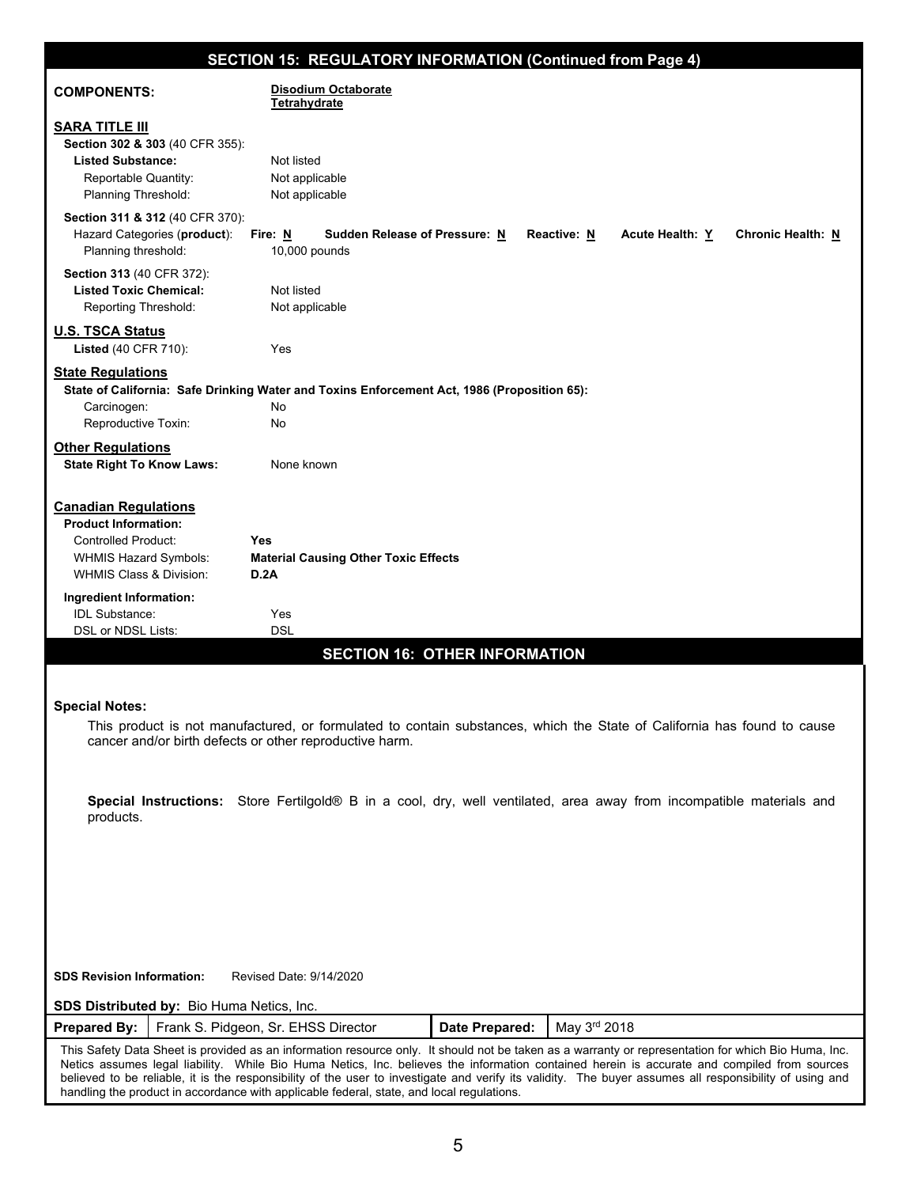## SECTION 15: REGULATORY INFORMATION (Continued from Page 4)

**COMPONENTS:** **Disodium Octaborate Tetrahydrate**

**SARA TITLE III**

**Section 302 & 303** (40 CFR 355):

| | |
|---|---|
| **Listed Substance:** | Not listed |
| Reportable Quantity: | Not applicable |
| Planning Threshold: | Not applicable |

**Section 311 & 312** (40 CFR 370):

| | |
|---|---|
| Hazard Categories (**product**): | **Fire: N** **Sudden Release of Pressure: N** **Reactive: N** **Acute Health: Y** **Chronic Health: N** |
| Planning threshold: | 10,000 pounds |

**Section 313** (40 CFR 372):

| | |
|---|---|
| **Listed Toxic Chemical:** | Not listed |
| Reporting Threshold: | Not applicable |

**U.S. TSCA Status**

| | |
|---|---|
| **Listed** (40 CFR 710): | Yes |

**State Regulations**

**State of California: Safe Drinking Water and Toxins Enforcement Act, 1986 (Proposition 65):**

| | |
|---|---|
| Carcinogen: | No |
| Reproductive Toxin: | No |

**Other Regulations**

| | |
|---|---|
| **State Right To Know Laws:** | None known |

**Canadian Regulations**

**Product Information:**

| | |
|---|---|
| Controlled Product: | **Yes** |
| WHMIS Hazard Symbols: | **Material Causing Other Toxic Effects** |
| WHMIS Class & Division: | **D.2A** |

**Ingredient Information:**

| | |
|---|---|
| IDL Substance: | Yes |
| DSL or NDSL Lists: | DSL |

## SECTION 16: OTHER INFORMATION

**Special Notes:**

This product is not manufactured, or formulated to contain substances, which the State of California has found to cause cancer and/or birth defects or other reproductive harm.

**Special Instructions:** Store Fertilgold® B in a cool, dry, well ventilated, area away from incompatible materials and products.

**SDS Revision Information:** Revised Date: 9/14/2020

**SDS Distributed by:** Bio Huma Netics, Inc.

| | | | |
|---|---|---|---|
| **Prepared By:** | Frank S. Pidgeon, Sr. EHSS Director | **Date Prepared:** | May 3rd 2018 |

This Safety Data Sheet is provided as an information resource only. It should not be taken as a warranty or representation for which Bio Huma, Inc. Netics assumes legal liability. While Bio Huma Netics, Inc. believes the information contained herein is accurate and compiled from sources believed to be reliable, it is the responsibility of the user to investigate and verify its validity. The buyer assumes all responsibility of using and handling the product in accordance with applicable federal, state, and local regulations.